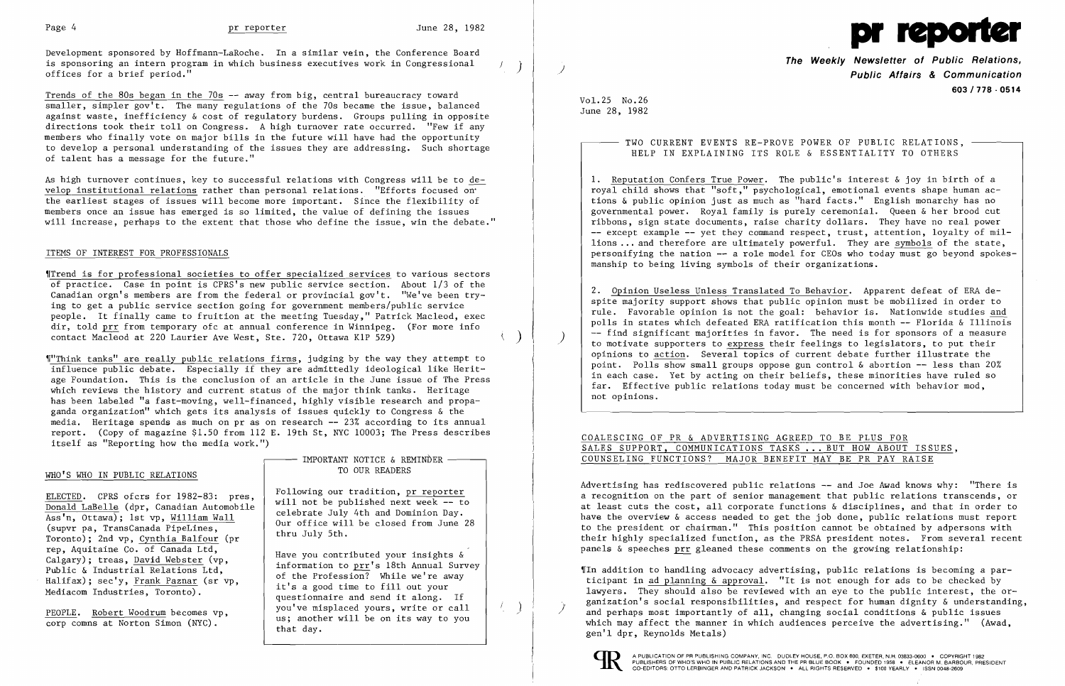Development sponsored by Hoffmann-LaRoche. In a similar vein, the Conference Board is sponsoring an intern program in which business executives work in Congressional offices for a brief period."

Trends of the 80s began in the 70s -- away from big, central bureaucracy toward smaller, simpler gov't. The many regulations of the 70s became the issue, balanced against waste, inefficiency & cost of regulatory burdens. Groups pulling in opposite directions took their toll on Congress. A high turnover rate occurred. "Few if any members who finally vote on major bills in the future will have had the opportunity to develop a personal understanding of the issues they are addressing. Such shortage of talent has a message for the future."

As high turnover continues, key to successful relations with Congress will be to develop institutional relations rather than personal relations. "Efforts focused on the earliest stages of issues will become more important. Since the flexibility of members once an issue has emerged is so limited, the value of defining the issues will increase, perhaps to the extent that those who define the issue, win the debate."

## ITEMS OF INTEREST FOR PROFESSIONALS

¶Trend is for professional societies to offer specialized services to various sectors of practice. Case in point is CPRS's new public service section. About 1/3 of the Canadian orgn's members are from the federal or provincial gov't. "We've been trying to get a public service section going for government members/public service people. It finally came to fruition at the meeting Tuesday," Patrick Macleod, exec dir, told prr from temporary ofc at annual conference in Winnipeg. (For more info contact Macleod at 220 Laurier Ave West, Ste. 720, Ottawa K1P 5Z9)

¶"Think tanks" are really public relations firms, judging by the way they attempt to influence public debate. Especially if they are admittedly ideological like Heritage Foundation. This is the conclusion of an article in the June issue of The Press which reviews the history and current status of the major think tanks. Heritage has been labeled "a fast-moving, well-financed, highly visible research and propaganda organization" which gets its analysis of issues quickly to Congress & the media. Heritage spends as much on pr as on research -- 23% according to its annual report. (Copy of magazine $1.50 from 112 E. 19th St, NYC 10003; The Press describes itself as "Reporting how the media work.")

## WHO'S WHO IN PUBLIC RELATIONS

ELECTED. CPRS ofcrs for 1982-83: pres, Donald LaBelle (dpr, Canadian Automobile Ass'n, Ottawa); 1st vp, William Wall (supvr pa, TransCanada PipeLines, Toronto); 2nd vp, Cynthia Balfour (pr rep, Aquitaine Co. of Canada Ltd, Calgary); treas, David Webster (vp, Public & Industrial Relations Ltd, Halifax); sec'y, Frank Paznar (sr vp, Mediacom Industries, Toronto).

PEOPLE. Robert Woodrum becomes vp, corp comns at Norton Simon (NYC).

### IMPORTANT NOTICE & REMINDER TO OUR READERS

Following our tradition, pr reporter will not be published next week -- to celebrate July 4th and Dominion Day. Our office will be closed from June 28 thru July 5th.

Have you contributed your insights & information to prr's 18th Annual Survey of the Profession? While we're away it's a good time to fill out your questionnaire and send it along. If you've misplaced yours, write or call us; another will be on its way to you that day.

# pr reporter

**The Weekly Newsletter of Public Relations, Public Affairs & Communication**

**603 / 778 - 0514**

Vol.25 No.26
June 28, 1982

## TWO CURRENT EVENTS RE-PROVE POWER OF PUBLIC RELATIONS, HELP IN EXPLAINING ITS ROLE & ESSENTIALITY TO OTHERS

1. Reputation Confers True Power. The public's interest & joy in birth of a royal child shows that "soft," psychological, emotional events shape human actions & public opinion just as much as "hard facts." English monarchy has no governmental power. Royal family is purely ceremonial. Queen & her brood cut ribbons, sign state documents, raise charity dollars. They have no real power -- except example -- yet they command respect, trust, attention, loyalty of millions ... and therefore are ultimately powerful. They are symbols of the state, personifying the nation -- a role model for CEOs who today must go beyond spokesmanship to being living symbols of their organizations.

2. Opinion Useless Unless Translated To Behavior. Apparent defeat of ERA despite majority support shows that public opinion must be mobilized in order to rule. Favorable opinion is not the goal: behavior is. Nationwide studies and polls in states which defeated ERA ratification this month -- Florida & Illinois -- find significant majorities in favor. The need is for sponsors of a measure to motivate supporters to express their feelings to legislators, to put their opinions to action. Several topics of current debate further illustrate the point. Polls show small groups oppose gun control & abortion -- less than 20% in each case. Yet by acting on their beliefs, these minorities have ruled so far. Effective public relations today must be concerned with behavior mod, not opinions.

## COALESCING OF PR & ADVERTISING AGREED TO BE PLUS FOR SALES SUPPORT, COMMUNICATIONS TASKS ... BUT HOW ABOUT ISSUES, COUNSELING FUNCTIONS? MAJOR BENEFIT MAY BE PR PAY RAISE

Advertising has rediscovered public relations -- and Joe Awad knows why: "There is a recognition on the part of senior management that public relations transcends, or at least cuts the cost, all corporate functions & disciplines, and that in order to have the overview & access needed to get the job done, public relations must report to the president or chairman." This position cannot be obtained by adpersons with their highly specialized function, as the PRSA president notes. From several recent panels & speeches prr gleaned these comments on the growing relationship:

¶In addition to handling advocacy advertising, public relations is becoming a participant in ad planning & approval. "It is not enough for ads to be checked by lawyers. They should also be reviewed with an eye to the public interest, the organization's social responsibilities, and respect for human dignity & understanding, and perhaps most importantly of all, changing social conditions & public issues which may affect the manner in which audiences perceive the advertising." (Awad, gen'l dpr, Reynolds Metals)

A PUBLICATION OF PR PUBLISHING COMPANY, INC. DUDLEY HOUSE, P.O. BOX 600, EXETER, N.H. 03833-0600 • COPYRIGHT 1982 PUBLISHERS OF WHO'S WHO IN PUBLIC RELATIONS AND THE PR BLUE BOOK • FOUNDED 1958 • ELEANOR M. BARBOUR, PRESIDENT CO-EDITORS: OTTO LERBINGER AND PATRICK JACKSON • ALL RIGHTS RESERVED • $100 YEARLY • ISSN 0048-2609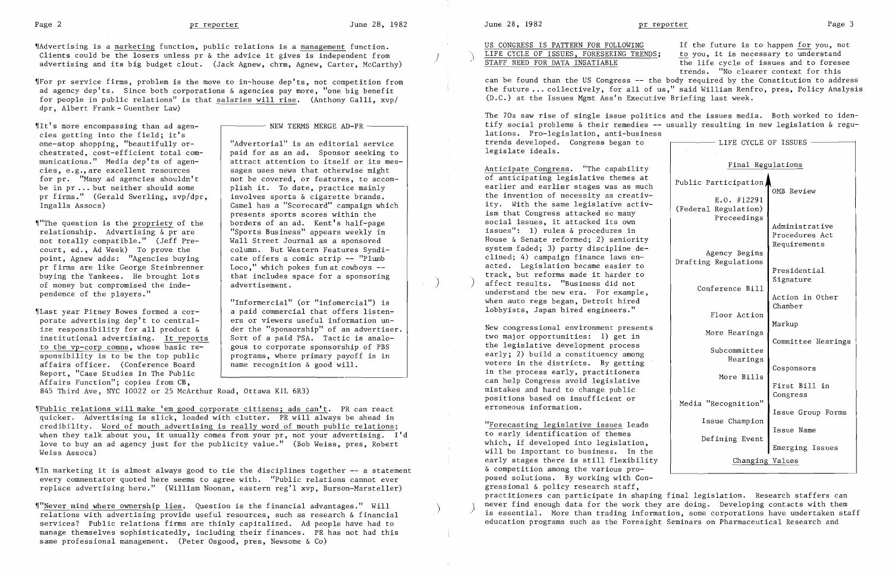¶Advertising is a marketing function, public relations is a management function. Clients could be the losers unless pr & the advice it gives is independent from advertising and its big budget clout. (Jack Agnew, chrm, Agnew, Carter, McCarthy)

¶For pr service firms, problem is the move to in-house dep'ts, not competition from ad agency dep'ts. Since both corporations & agencies pay more, "one big benefit for people in public relations" is that salaries will rise. (Anthony Galli, xvp/dpr, Albert Frank - Guenther Law)

¶It's more encompassing than ad agencies getting into the field; it's one-stop shopping, "beautifully orchestrated, cost-efficient total communications." Media dep'ts of agencies, e.g., are excellent resources for pr. "Many ad agencies shouldn't be in pr ... but neither should some pr firms." (Gerald Swerling, svp/dpr, Ingalls Assocs)

¶"The question is the propriety of the relationship. Advertising & pr are not totally compatible." (Jeff Precourt, ed., Ad Week) To prove the point, Agnew adds: "Agencies buying pr firms are like George Steinbrenner buying the Yankees. He brought lots of money but compromised the independence of the players."

¶Last year Pitney Bowes formed a corporate advertising dep't to centralize responsibility for all product & institutional advertising. It reports to the vp-corp comns, whose basic responsibility is to be the top public affairs officer. (Conference Board Report, "Case Studies In The Public Affairs Function"; copies from CB, 845 Third Ave, NYC 10022 or 25 McArthur Road, Ottawa K1L 6R3)

> **NEW TERMS MERGE AD-PR**
>
> "Advertorial" is an editorial service paid for as an ad. Sponsor seeking to attract attention to itself or its messages uses news that otherwise might not be covered, or features, to accomplish it. To date, practice mainly involves sports & cigarette brands. Camel has a "Scorecard" campaign which presents sports scores within the borders of an ad. Kent's half-page "Sports Business" appears weekly in Wall Street Journal as a sponsored column. But Western Features Syndicate offers a comic strip -- "Plumb Loco," which pokes fun at cowboys -- that includes space for a sponsoring advertisement.
>
> "Informercial" (or "infomercial") is a paid commercial that offers listeners or viewers useful information under the "sponsorship" of an advertiser. Sort of a paid PSA. Tactic is analogous to corporate sponsorship of PBS programs, where primary payoff is in name recognition & good will.

¶Public relations will make 'em good corporate citizens; ads can't. PR can react quicker. Advertising is slick, loaded with clutter. PR will always be ahead in credibility. Word of mouth advertising is really word of mouth public relations; when they talk about you, it usually comes from your pr, not your advertising. I'd love to buy an ad agency just for the publicity value." (Bob Weiss, pres, Robert Weiss Assocs)

¶In marketing it is almost always good to tie the disciplines together -- a statement every commentator quoted here seems to agree with. "Public relations cannot ever replace advertising here." (William Noonan, eastern reg'l xvp, Burson-Marsteller)

¶"Never mind where ownership lies. Question is the financial advantages." Will relations with advertising provide useful resources, such as research & financial services? Public relations firms are thinly capitalized. Ad people have had to manage themselves sophisticatedly, including their finances. PR has not had this same professional management. (Peter Osgood, pres, Newsome & Co)

## US CONGRESS IS PATTERN FOR FOLLOWING LIFE CYCLE OF ISSUES, FORESEEING TRENDS; STAFF NEED FOR DATA INSATIABLE

If the future is to happen for you, not to you, it is necessary to understand the life cycle of issues and to foresee trends. "No clearer context for this can be found than the US Congress -- the body required by the Constitution to address the future ... collectively, for all of us," said William Renfro, pres, Policy Analysis (D.C.) at the Issues Mgmt Ass'n Executive Briefing last week.

The 70s saw rise of single issue politics and the issues media. Both worked to identify social problems & their remedies -- usually resulting in new legislation & regulations. Pro-legislation, anti-business trends developed. Congress began to legislate ideals.

Anticipate Congress. "The capability of anticipating legislative themes at earlier and earlier stages was as much the invention of necessity as creativity. With the same legislative activism that Congress attacked so many social issues, it attacked its own issues": 1) rules & procedures in House & Senate reformed; 2) seniority system faded; 3) party discipline declined; 4) campaign finance laws enacted. Legislation became easier to track, but reforms made it harder to affect results. "Business did not understand the new era. For example, when auto regs began, Detroit hired lobbyists, Japan hired engineers."

New congressional environment presents two major opportunities: 1) get in the legislative development process early; 2) build a constituency among voters in the districts. By getting in the process early, practitioners can help Congress avoid legislative mistakes and hard to change public positions based on insufficient or erroneous information.

"Forecasting legislative issues leads to early identification of themes which, if developed into legislation, will be important to business. In the early stages there is still flexibility & competition among the various proposed solutions. By working with Congressional & policy research staff, practitioners can participate in shaping final legislation. Research staffers can never find enough data for the work they are doing. Developing contacts with them is essential. More than trading information, some corporations have undertaken staff education programs such as the Foresight Seminars on Pharmaceutical Research and

> **LIFE CYCLE OF ISSUES**
>
> Final Regulations
>
> Public Participation
> OMB Review
> E.O. #12291 (Federal Regulation) Proceedings
> Administrative Procedures Act Requirements
> Agency Begins Drafting Regulations
> Presidential Signature
> Conference Bill
> Action in Other Chamber
> Floor Action
> Markup
> More Hearings
> Committee Hearings
> Subcommittee Hearings
> Cosponsors
> More Bills
> First Bill in Congress
> Media "Recognition"
> Issue Group Forms
> Issue Champion
> Issue Name
> Defining Event
> Emerging Issues
>
> Changing Values